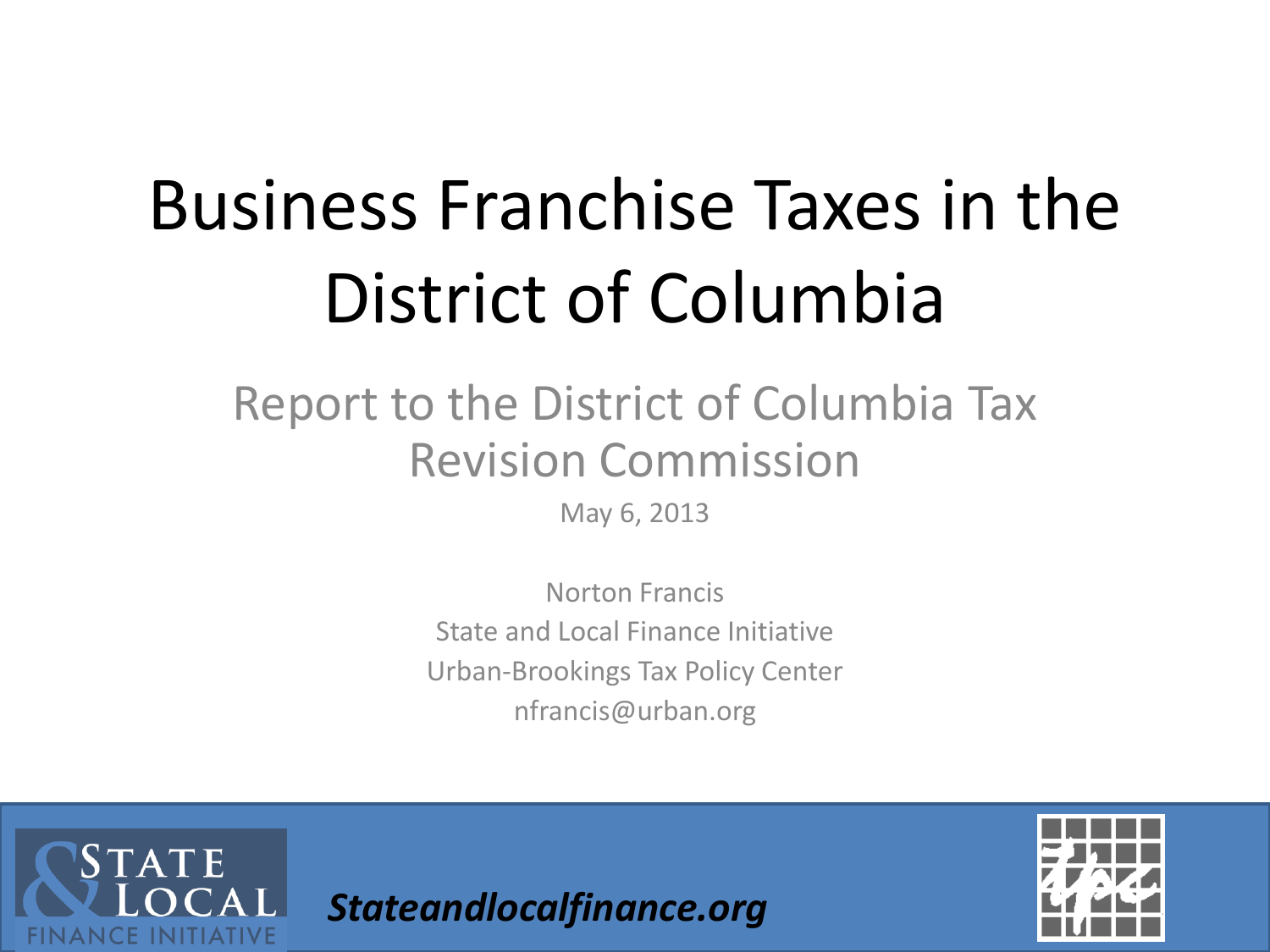# Business Franchise Taxes in the District of Columbia

## Report to the District of Columbia Tax Revision Commission

May 6, 2013

Norton Francis
State and Local Finance Initiative
Urban-Brookings Tax Policy Center
nfrancis@urban.org

STATE & LOCAL FINANCE INITIATIVE

***Stateandlocalfinance.org***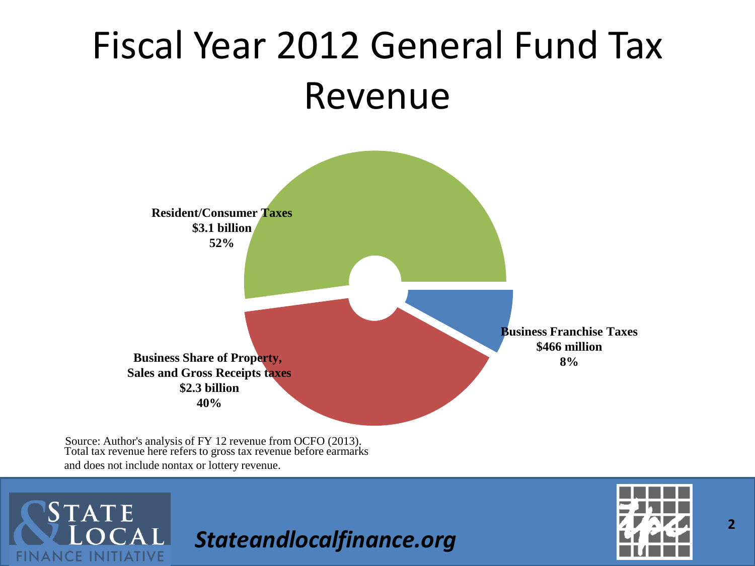# Fiscal Year 2012 General Fund Tax Revenue

**Resident/Consumer Taxes**
**$3.1 billion**
**52%**

**Business Share of Property, Sales and Gross Receipts taxes**
**$2.3 billion**
**40%**

**Business Franchise Taxes**
**$466 million**
**8%**

Source: Author's analysis of FY 12 revenue from OCFO (2013).
Total tax revenue here refers to gross tax revenue before earmarks and does not include nontax or lottery revenue.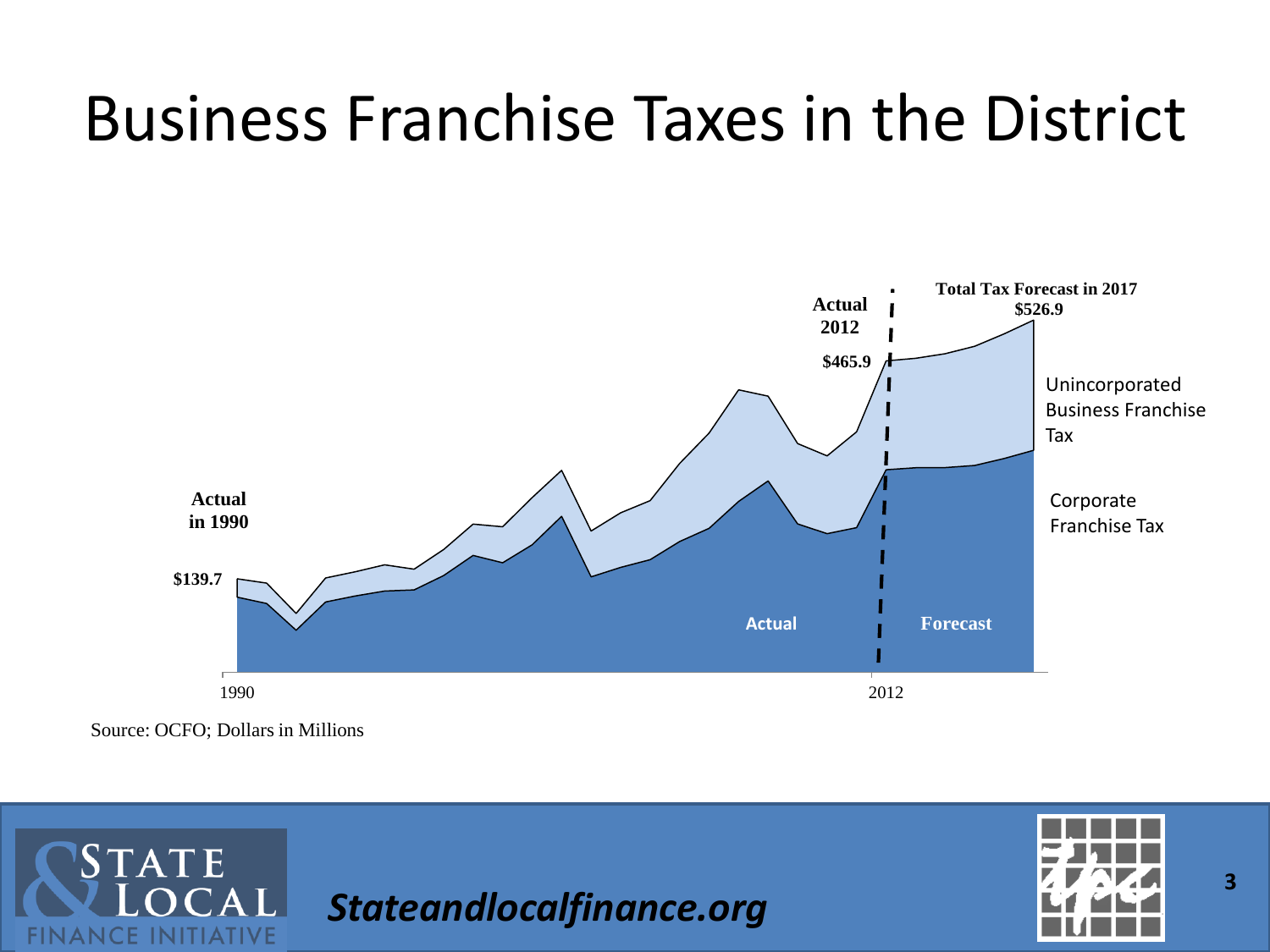# Business Franchise Taxes in the District

Actual in 1990

$139.7

Actual 2012

$465.9

Total Tax Forecast in 2017

$526.9

Unincorporated Business Franchise Tax

Corporate Franchise Tax

Actual

Forecast

1990

2012

Source: OCFO; Dollars in Millions

*Stateandlocalfinance.org*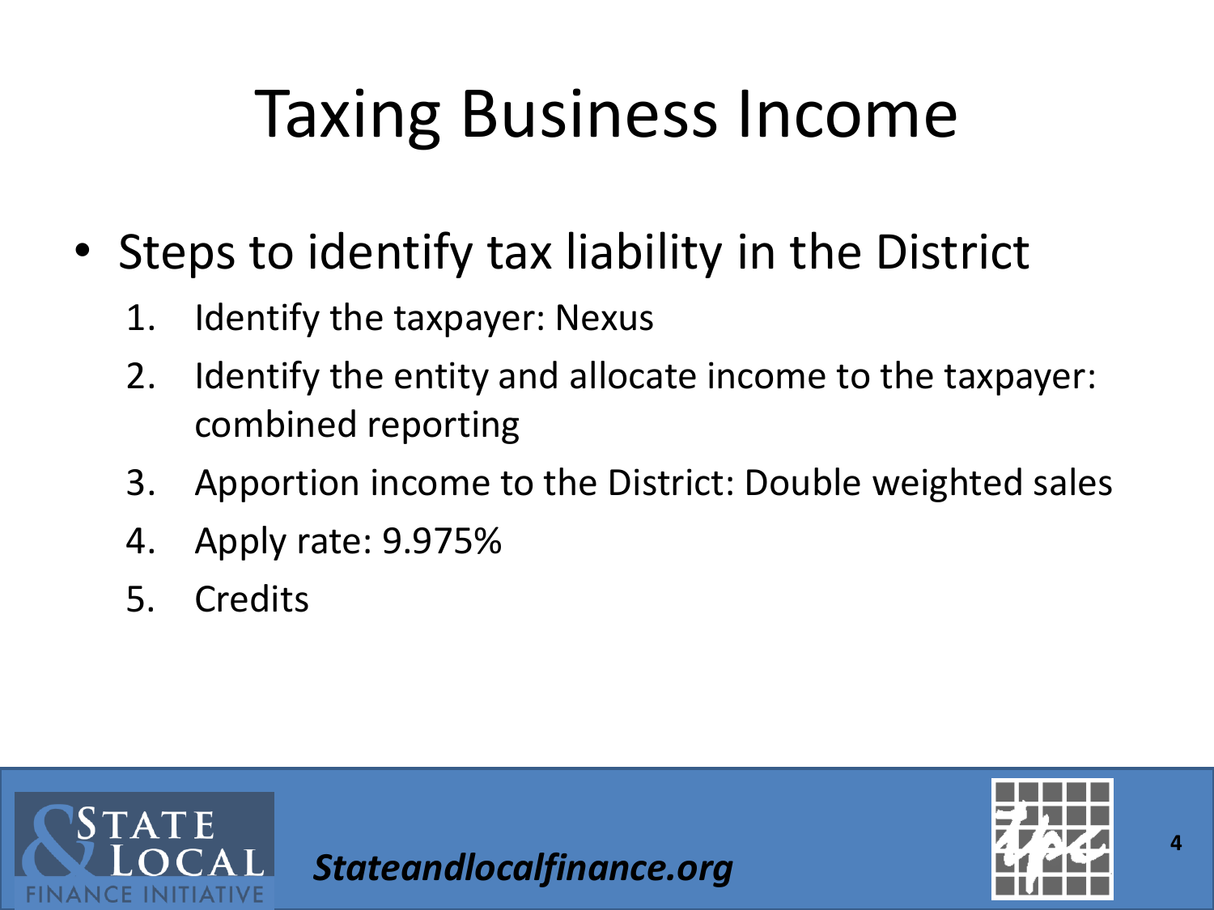# Taxing Business Income

- Steps to identify tax liability in the District
  1. Identify the taxpayer: Nexus
  2. Identify the entity and allocate income to the taxpayer: combined reporting
  3. Apportion income to the District: Double weighted sales
  4. Apply rate: 9.975%
  5. Credits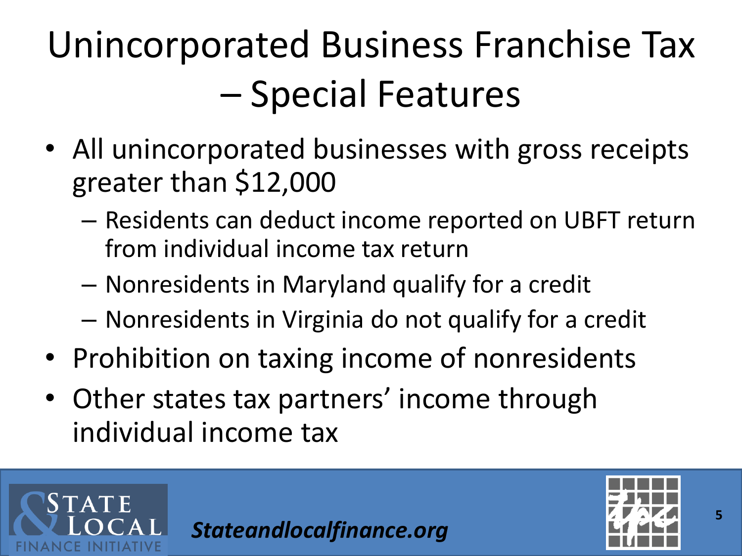# Unincorporated Business Franchise Tax – Special Features

- All unincorporated businesses with gross receipts greater than $12,000
  - Residents can deduct income reported on UBFT return from individual income tax return
  - Nonresidents in Maryland qualify for a credit
  - Nonresidents in Virginia do not qualify for a credit
- Prohibition on taxing income of nonresidents
- Other states tax partners' income through individual income tax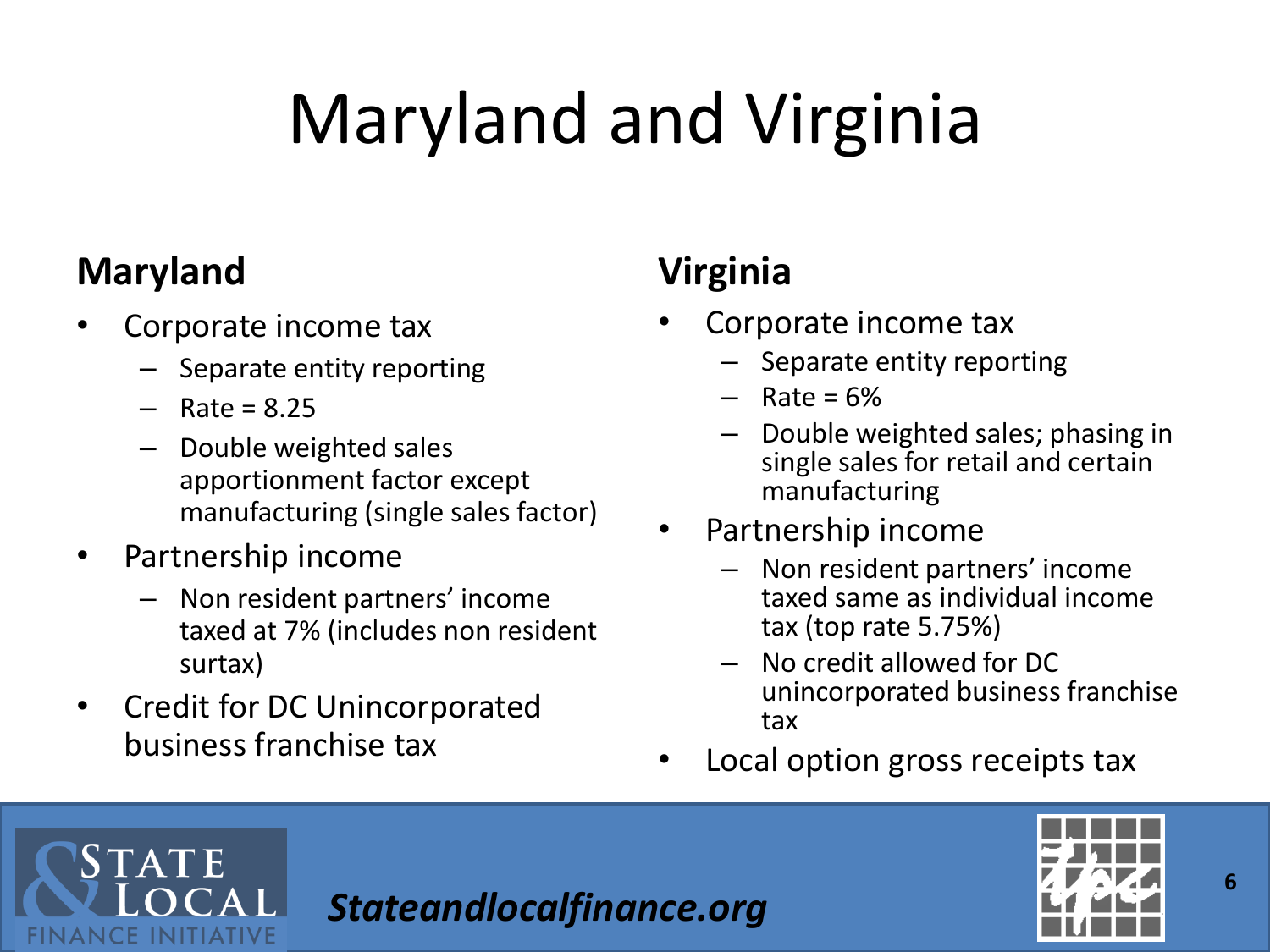# Maryland and Virginia

## Maryland

- Corporate income tax
  - Separate entity reporting
  - Rate = 8.25
  - Double weighted sales apportionment factor except manufacturing (single sales factor)
- Partnership income
  - Non resident partners' income taxed at 7% (includes non resident surtax)
- Credit for DC Unincorporated business franchise tax

## Virginia

- Corporate income tax
  - Separate entity reporting
  - Rate = 6%
  - Double weighted sales; phasing in single sales for retail and certain manufacturing
- Partnership income
  - Non resident partners' income taxed same as individual income tax (top rate 5.75%)
  - No credit allowed for DC unincorporated business franchise tax
- Local option gross receipts tax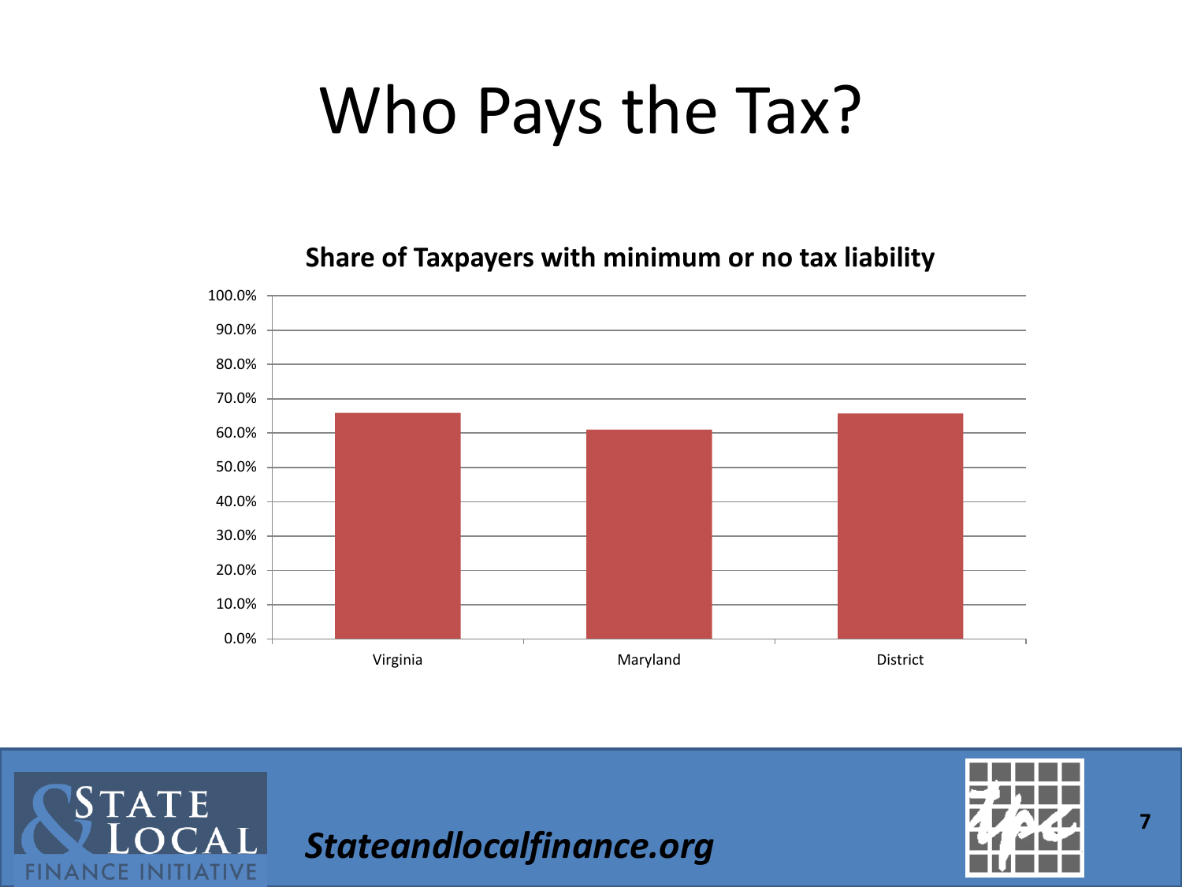# Who Pays the Tax?

**Share of Taxpayers with minimum or no tax liability**

| | Virginia | Maryland | District |
|---|---|---|---|
| Share | ~66% | ~61% | ~66% |

*Stateandlocalfinance.org*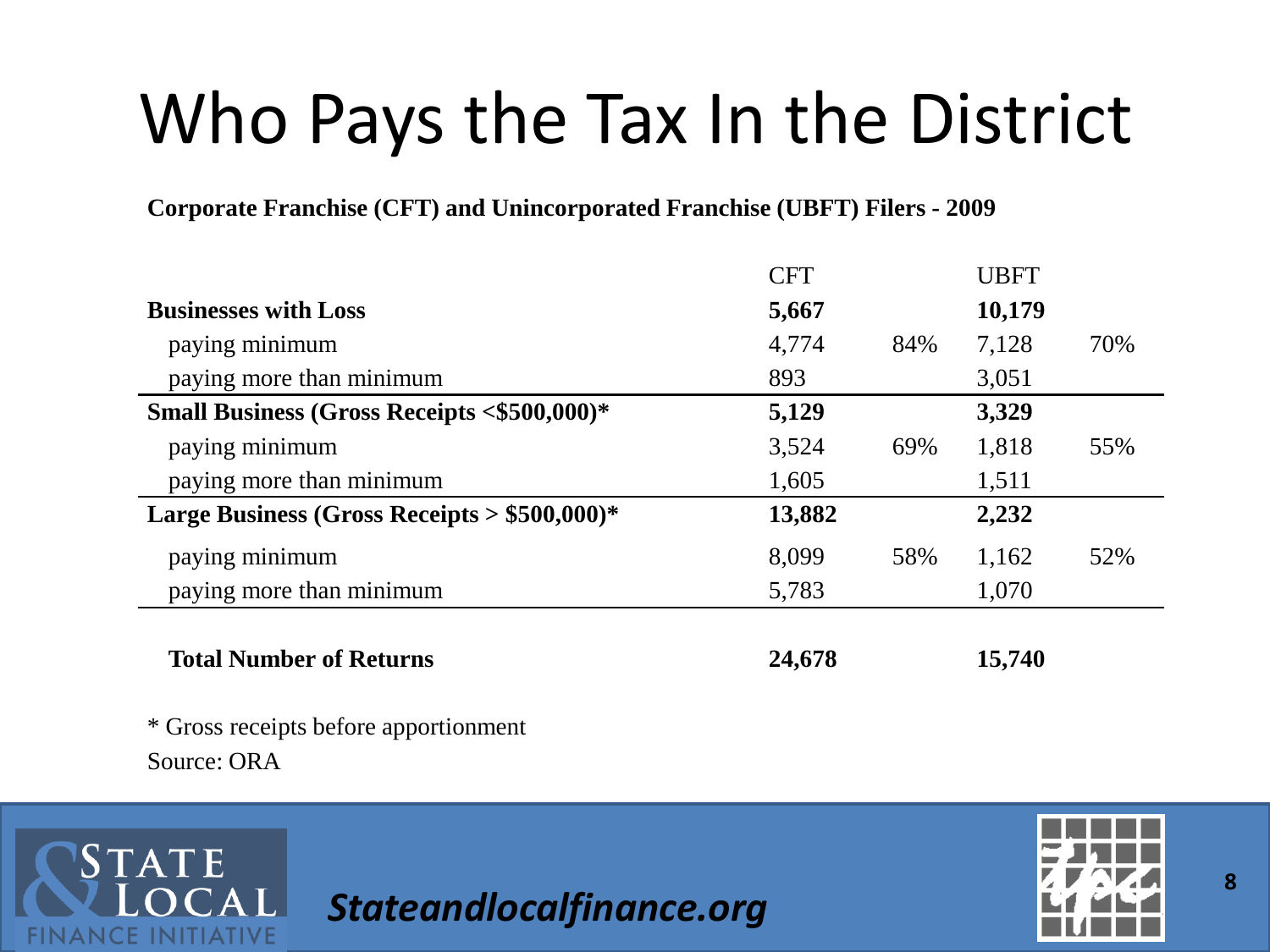# Who Pays the Tax In the District

**Corporate Franchise (CFT) and Unincorporated Franchise (UBFT) Filers - 2009**

| | CFT | | UBFT | |
|---|---|---|---|---|
| **Businesses with Loss** | **5,667** | | **10,179** | |
| paying minimum | 4,774 | 84% | 7,128 | 70% |
| paying more than minimum | 893 | | 3,051 | |
| **Small Business (Gross Receipts <$500,000)*** | **5,129** | | **3,329** | |
| paying minimum | 3,524 | 69% | 1,818 | 55% |
| paying more than minimum | 1,605 | | 1,511 | |
| **Large Business (Gross Receipts > $500,000)*** | **13,882** | | **2,232** | |
| paying minimum | 8,099 | 58% | 1,162 | 52% |
| paying more than minimum | 5,783 | | 1,070 | |
| **Total Number of Returns** | **24,678** | | **15,740** | |

* Gross receipts before apportionment

Source: ORA

*Stateandlocalfinance.org*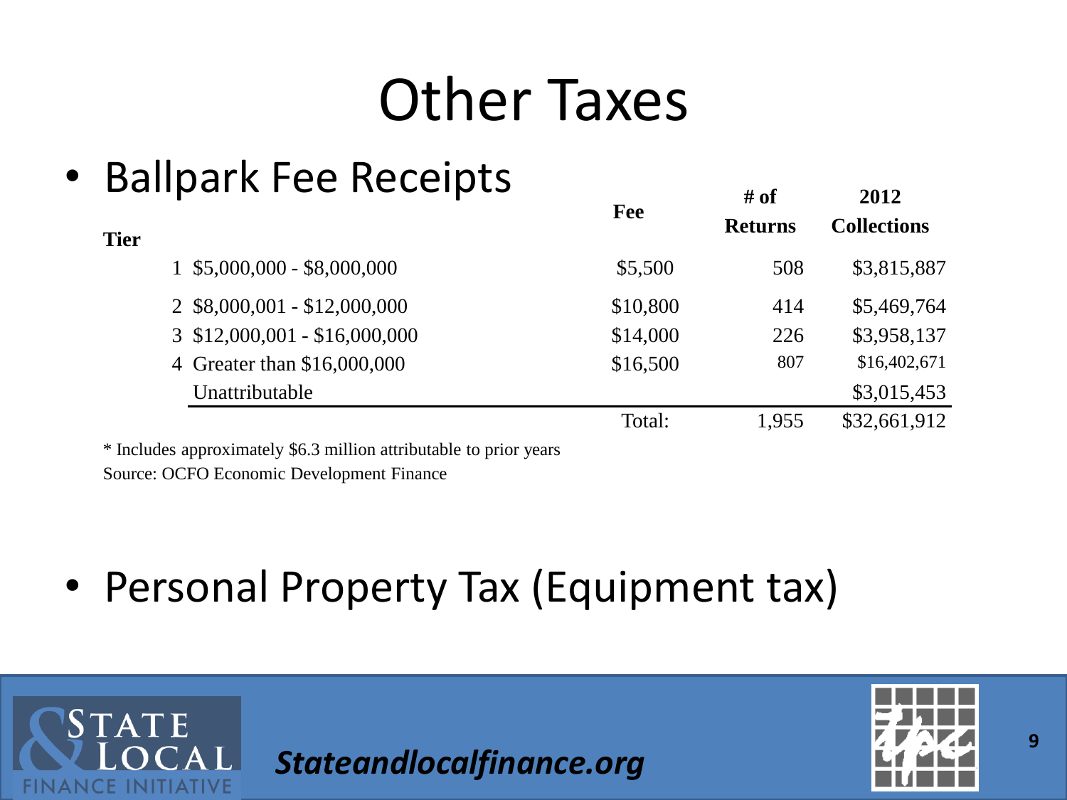# Other Taxes

- Ballpark Fee Receipts

| Tier | | Fee | # of Returns | 2012 Collections |
|---|---|---|---|---|
| 1 | $5,000,000 - $8,000,000 | $5,500 | 508 | $3,815,887 |
| 2 | $8,000,001 - $12,000,000 | $10,800 | 414 | $5,469,764 |
| 3 | $12,000,001 - $16,000,000 | $14,000 | 226 | $3,958,137 |
| 4 | Greater than $16,000,000 | $16,500 | 807 | $16,402,671 |
| | Unattributable | | | $3,015,453 |
| | | Total: | 1,955 | $32,661,912 |

* Includes approximately $6.3 million attributable to prior years

Source: OCFO Economic Development Finance

- Personal Property Tax (Equipment tax)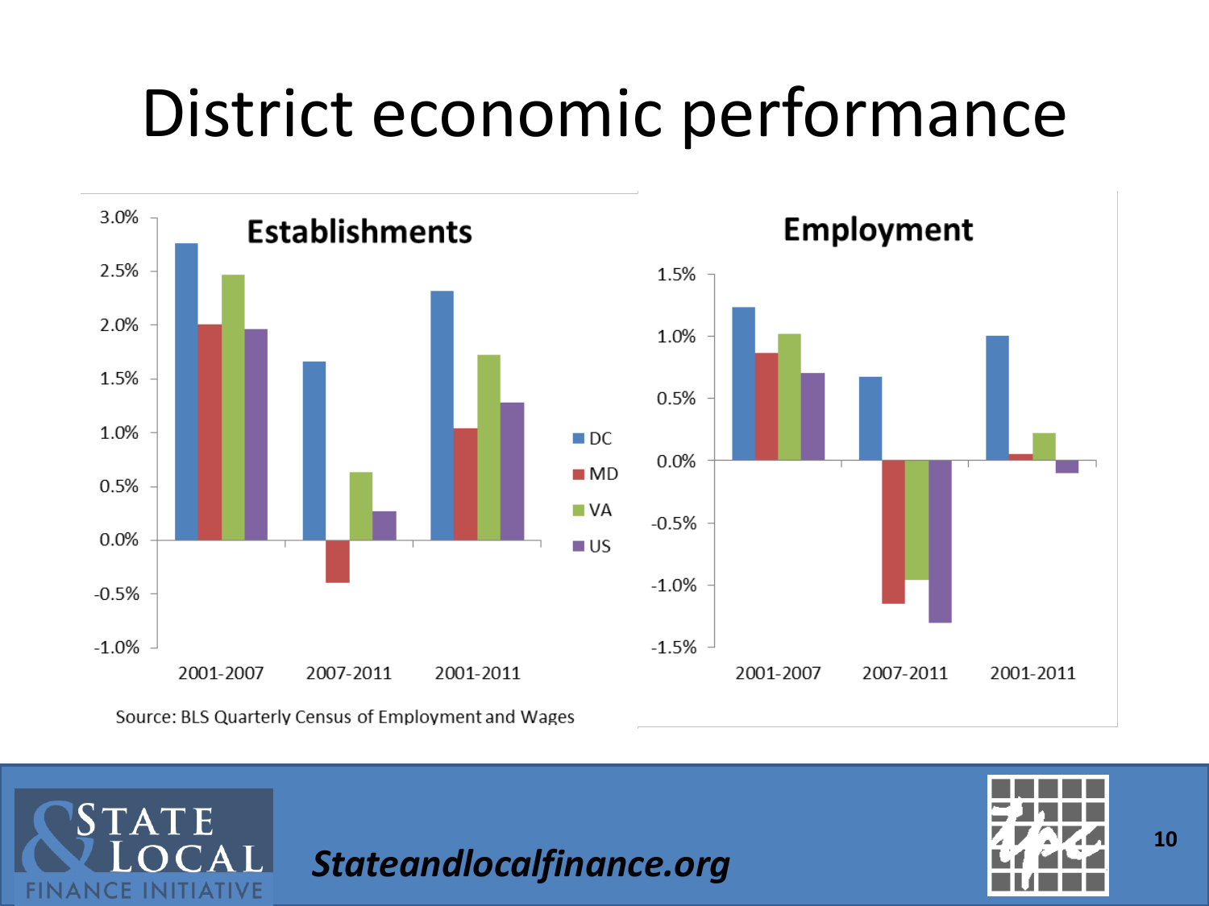# District economic performance

**Establishments**

| | DC | MD | VA | US |
|---|---|---|---|---|
| 2001-2007 | 2.75% | 2.0% | 2.45% | 1.95% |
| 2007-2011 | 1.65% | -0.4% | 0.6% | 0.25% |
| 2001-2011 | 2.3% | 1.0% | 1.7% | 1.25% |

**Employment**

| | DC | MD | VA | US |
|---|---|---|---|---|
| 2001-2007 | 1.2% | 0.85% | 1.0% | 0.7% |
| 2007-2011 | 0.65% | -1.15% | -0.95% | -1.3% |
| 2001-2011 | 1.0% | 0.05% | 0.2% | -0.1% |

Source: BLS Quarterly Census of Employment and Wages

*Stateandlocalfinance.org*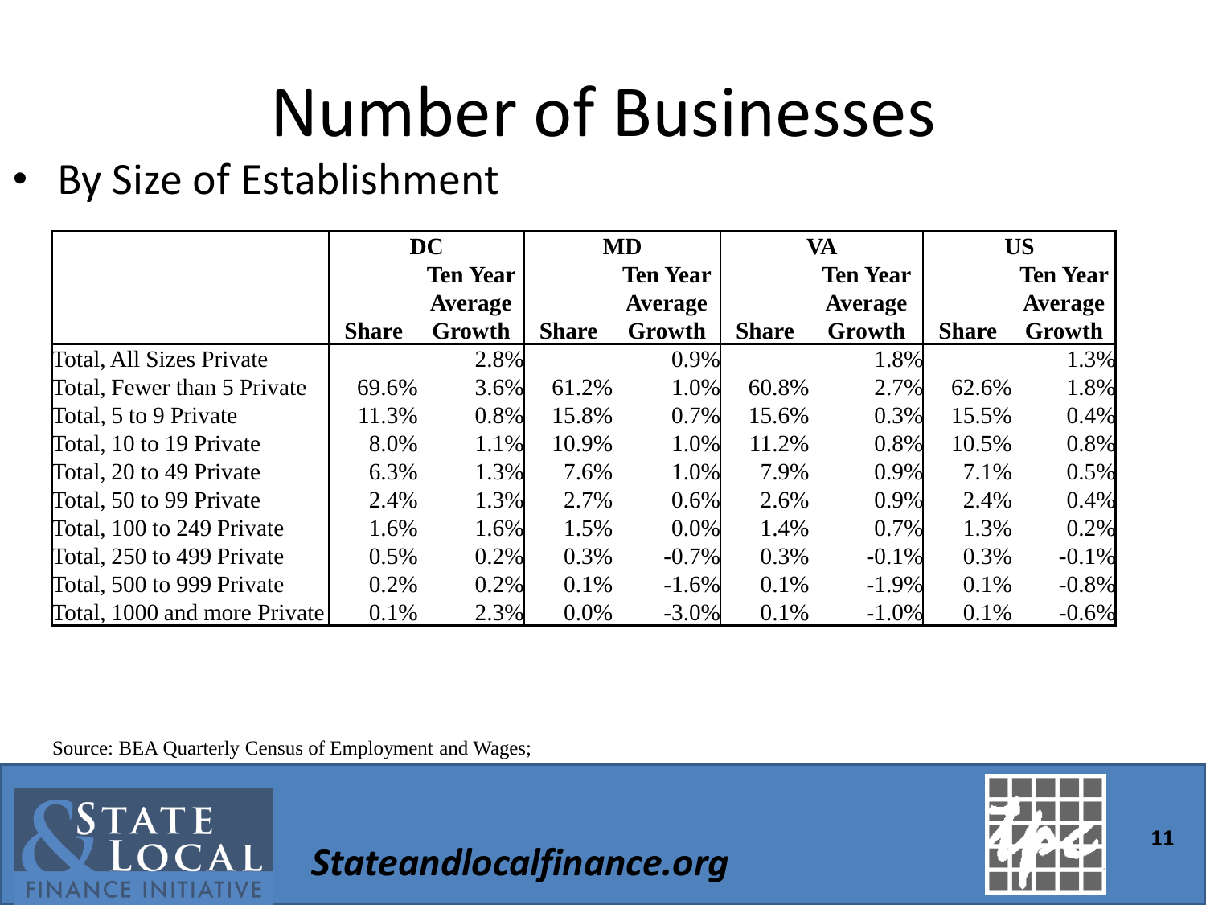# Number of Businesses

- By Size of Establishment

| | DC | | MD | | VA | | US | |
|---|---|---|---|---|---|---|---|---|
| | Share | Ten Year Average Growth | Share | Ten Year Average Growth | Share | Ten Year Average Growth | Share | Ten Year Average Growth |
| Total, All Sizes Private | | 2.8% | | 0.9% | | 1.8% | | 1.3% |
| Total, Fewer than 5 Private | 69.6% | 3.6% | 61.2% | 1.0% | 60.8% | 2.7% | 62.6% | 1.8% |
| Total, 5 to 9 Private | 11.3% | 0.8% | 15.8% | 0.7% | 15.6% | 0.3% | 15.5% | 0.4% |
| Total, 10 to 19 Private | 8.0% | 1.1% | 10.9% | 1.0% | 11.2% | 0.8% | 10.5% | 0.8% |
| Total, 20 to 49 Private | 6.3% | 1.3% | 7.6% | 1.0% | 7.9% | 0.9% | 7.1% | 0.5% |
| Total, 50 to 99 Private | 2.4% | 1.3% | 2.7% | 0.6% | 2.6% | 0.9% | 2.4% | 0.4% |
| Total, 100 to 249 Private | 1.6% | 1.6% | 1.5% | 0.0% | 1.4% | 0.7% | 1.3% | 0.2% |
| Total, 250 to 499 Private | 0.5% | 0.2% | 0.3% | -0.7% | 0.3% | -0.1% | 0.3% | -0.1% |
| Total, 500 to 999 Private | 0.2% | 0.2% | 0.1% | -1.6% | 0.1% | -1.9% | 0.1% | -0.8% |
| Total, 1000 and more Private | 0.1% | 2.3% | 0.0% | -3.0% | 0.1% | -1.0% | 0.1% | -0.6% |

Source: BEA Quarterly Census of Employment and Wages;

*Stateandlocalfinance.org*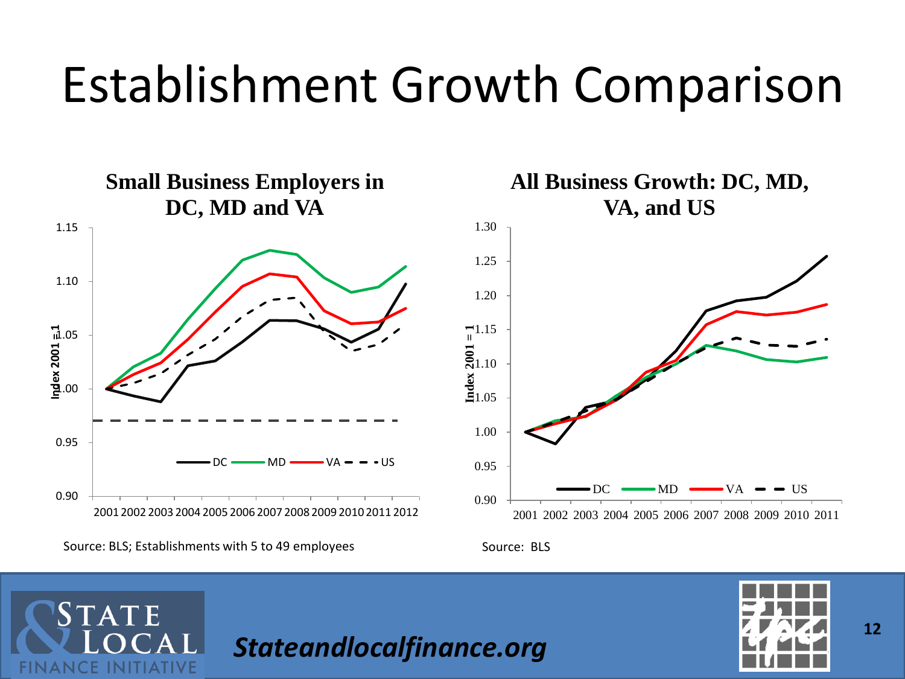# Establishment Growth Comparison

**Small Business Employers in DC, MD and VA**

Source: BLS; Establishments with 5 to 49 employees

**All Business Growth: DC, MD, VA, and US**

Source: BLS

*Stateandlocalfinance.org*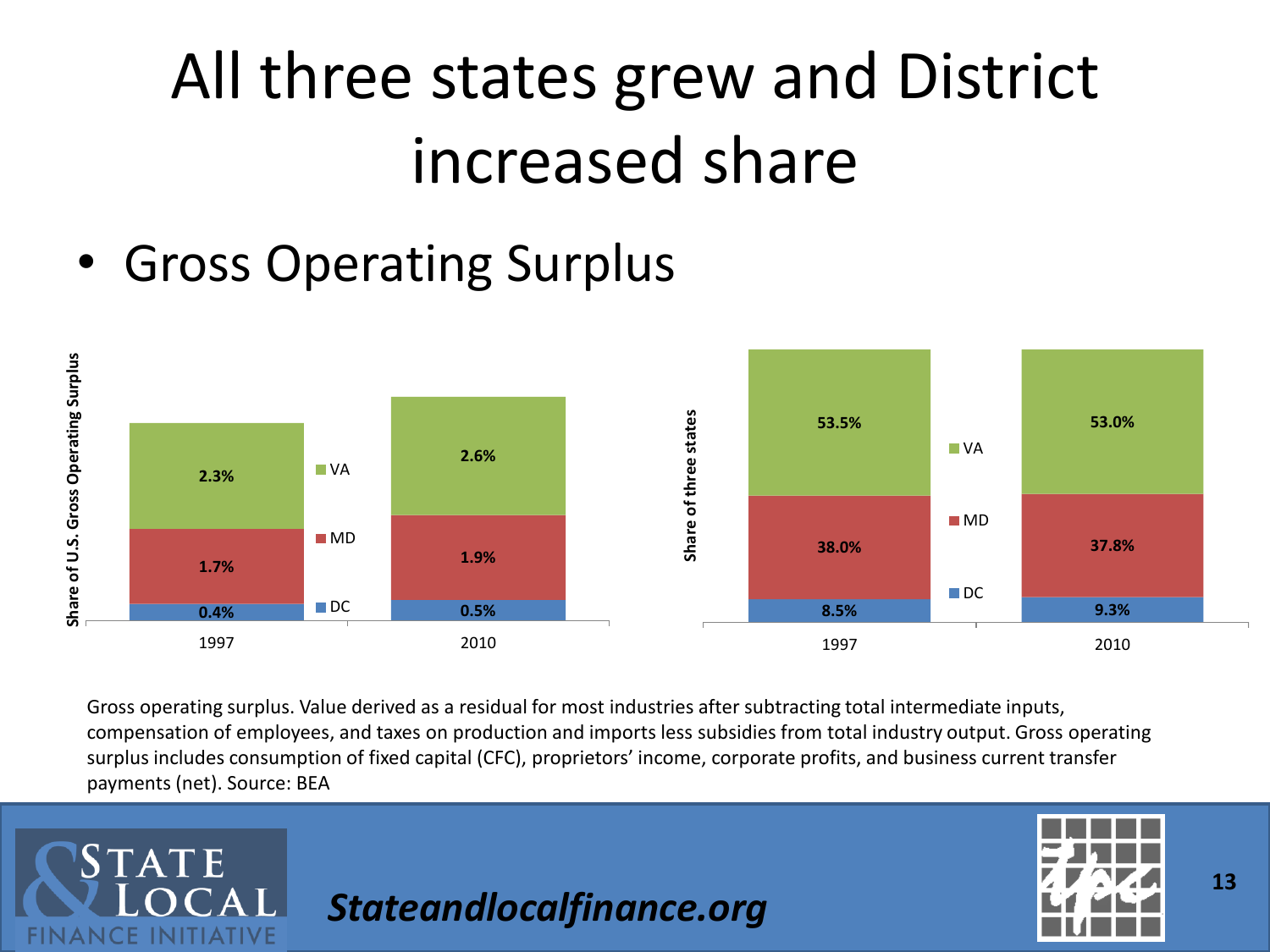# All three states grew and District increased share

- Gross Operating Surplus

**Share of U.S. Gross Operating Surplus**

| | 1997 | 2010 |
|---|---|---|
| VA | 2.3% | 2.6% |
| MD | 1.7% | 1.9% |
| DC | 0.4% | 0.5% |

**Share of three states**

| | 1997 | 2010 |
|---|---|---|
| VA | 53.5% | 53.0% |
| MD | 38.0% | 37.8% |
| DC | 8.5% | 9.3% |

Gross operating surplus. Value derived as a residual for most industries after subtracting total intermediate inputs, compensation of employees, and taxes on production and imports less subsidies from total industry output. Gross operating surplus includes consumption of fixed capital (CFC), proprietors' income, corporate profits, and business current transfer payments (net). Source: BEA

State & Local Finance Initiative

*Stateandlocalfinance.org*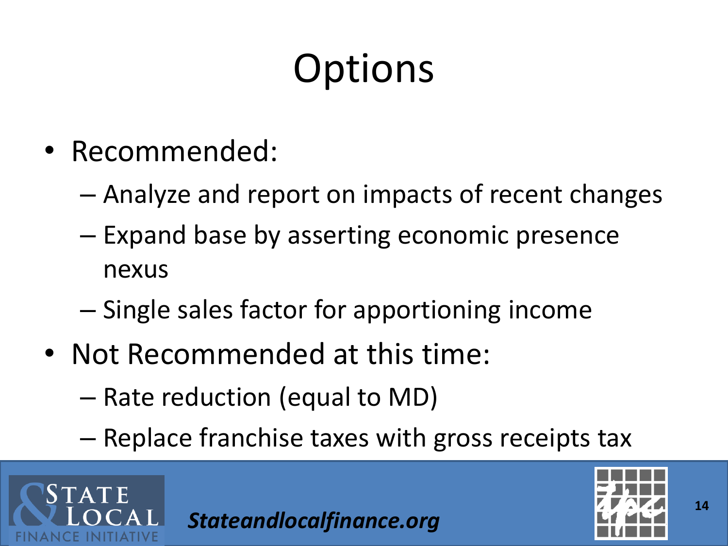# Options

- Recommended:
  - Analyze and report on impacts of recent changes
  - Expand base by asserting economic presence nexus
  - Single sales factor for apportioning income
- Not Recommended at this time:
  - Rate reduction (equal to MD)
  - Replace franchise taxes with gross receipts tax